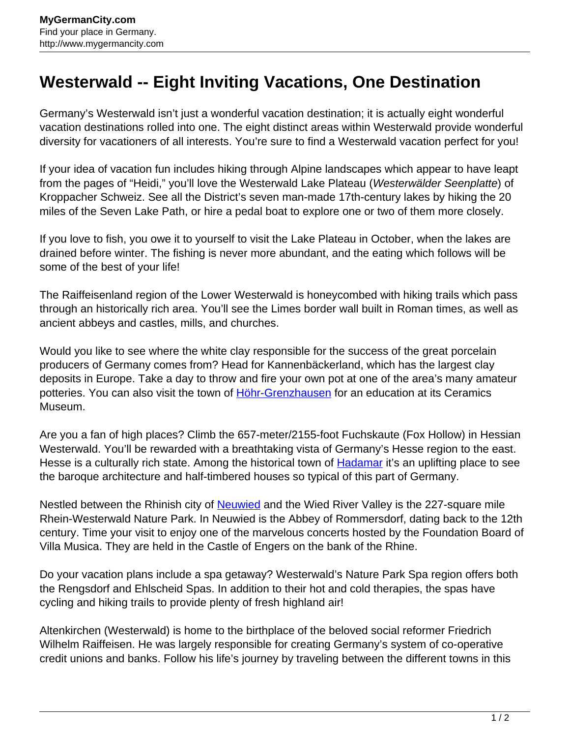# Westerwald -- Eight Inviting Vacations, One Destination

Germany's Westerwald isn't just a wonderful vacation destination; it is actually eight wonderful vacation destinations rolled into one. The eight distinct areas within Westerwald provide wonderful diversity for vacationers of all interests. You're sure to find a Westerwald vacation perfect for you!

If your idea of vacation fun includes hiking through Alpine landscapes which appear to have leapt from the pages of "Heidi," you'll love the Westerwald Lake Plateau (*Westerwälder Seenplatte*) of Kroppacher Schweiz. See all the District's seven man-made 17th-century lakes by hiking the 20 miles of the Seven Lake Path, or hire a pedal boat to explore one or two of them more closely.

If you love to fish, you owe it to yourself to visit the Lake Plateau in October, when the lakes are drained before winter. The fishing is never more abundant, and the eating which follows will be some of the best of your life!

The Raiffeisenland region of the Lower Westerwald is honeycombed with hiking trails which pass through an historically rich area. You'll see the Limes border wall built in Roman times, as well as ancient abbeys and castles, mills, and churches.

Would you like to see where the white clay responsible for the success of the great porcelain producers of Germany comes from? Head for Kannenbäckerland, which has the largest clay deposits in Europe. Take a day to throw and fire your own pot at one of the area's many amateur potteries. You can also visit the town of [Höhr-Grenzhausen]() for an education at its Ceramics Museum.

Are you a fan of high places? Climb the 657-meter/2155-foot Fuchskaute (Fox Hollow) in Hessian Westerwald. You'll be rewarded with a breathtaking vista of Germany's Hesse region to the east. Hesse is a culturally rich state. Among the historical town of [Hadamar]() it's an uplifting place to see the baroque architecture and half-timbered houses so typical of this part of Germany.

Nestled between the Rhinish city of [Neuwied]() and the Wied River Valley is the 227-square mile Rhein-Westerwald Nature Park. In Neuwied is the Abbey of Rommersdorf, dating back to the 12th century. Time your visit to enjoy one of the marvelous concerts hosted by the Foundation Board of Villa Musica. They are held in the Castle of Engers on the bank of the Rhine.

Do your vacation plans include a spa getaway? Westerwald's Nature Park Spa region offers both the Rengsdorf and Ehlscheid Spas. In addition to their hot and cold therapies, the spas have cycling and hiking trails to provide plenty of fresh highland air!

Altenkirchen (Westerwald) is home to the birthplace of the beloved social reformer Friedrich Wilhelm Raiffeisen. He was largely responsible for creating Germany's system of co-operative credit unions and banks. Follow his life's journey by traveling between the different towns in this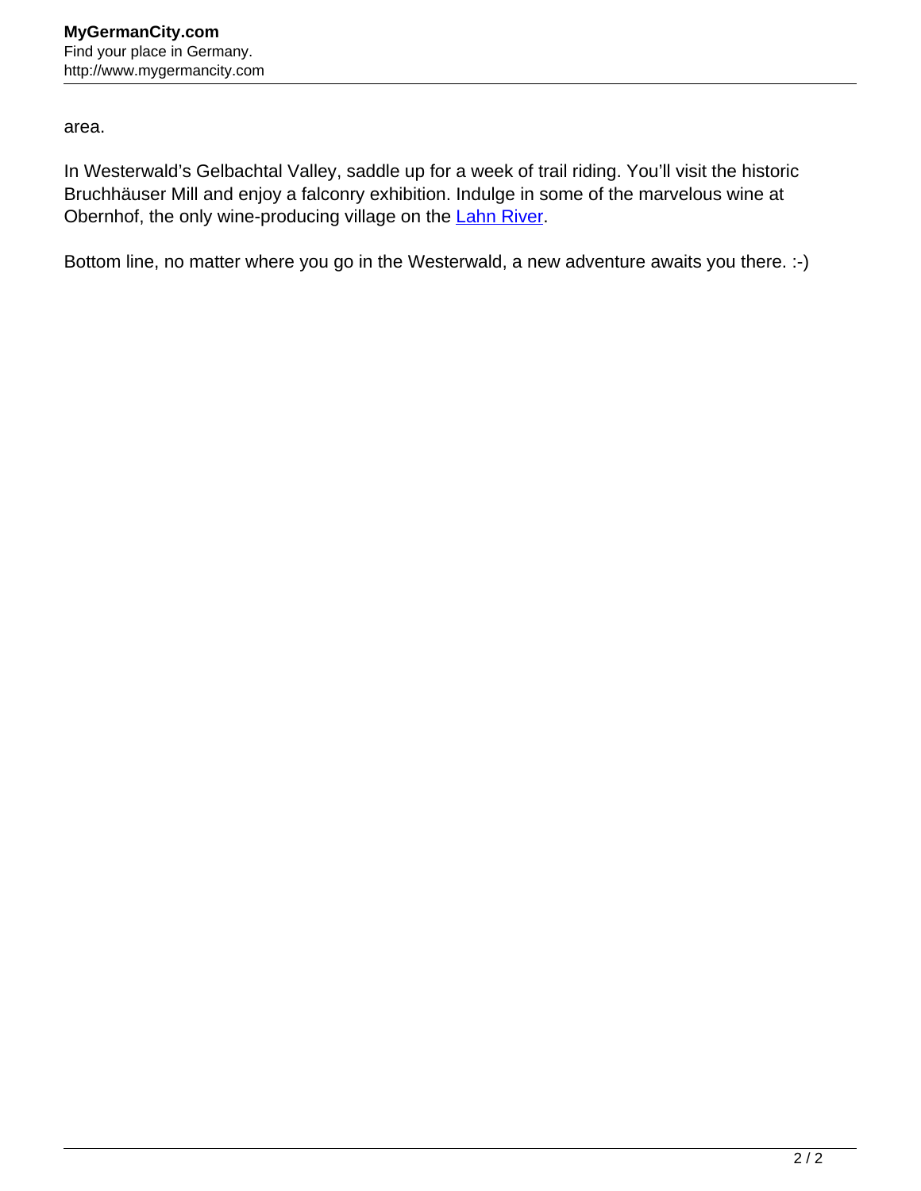area.

In Westerwald's Gelbachtal Valley, saddle up for a week of trail riding. You'll visit the historic Bruchhäuser Mill and enjoy a falconry exhibition. Indulge in some of the marvelous wine at Obernhof, the only wine-producing village on the Lahn River.

Bottom line, no matter where you go in the Westerwald, a new adventure awaits you there. :-)